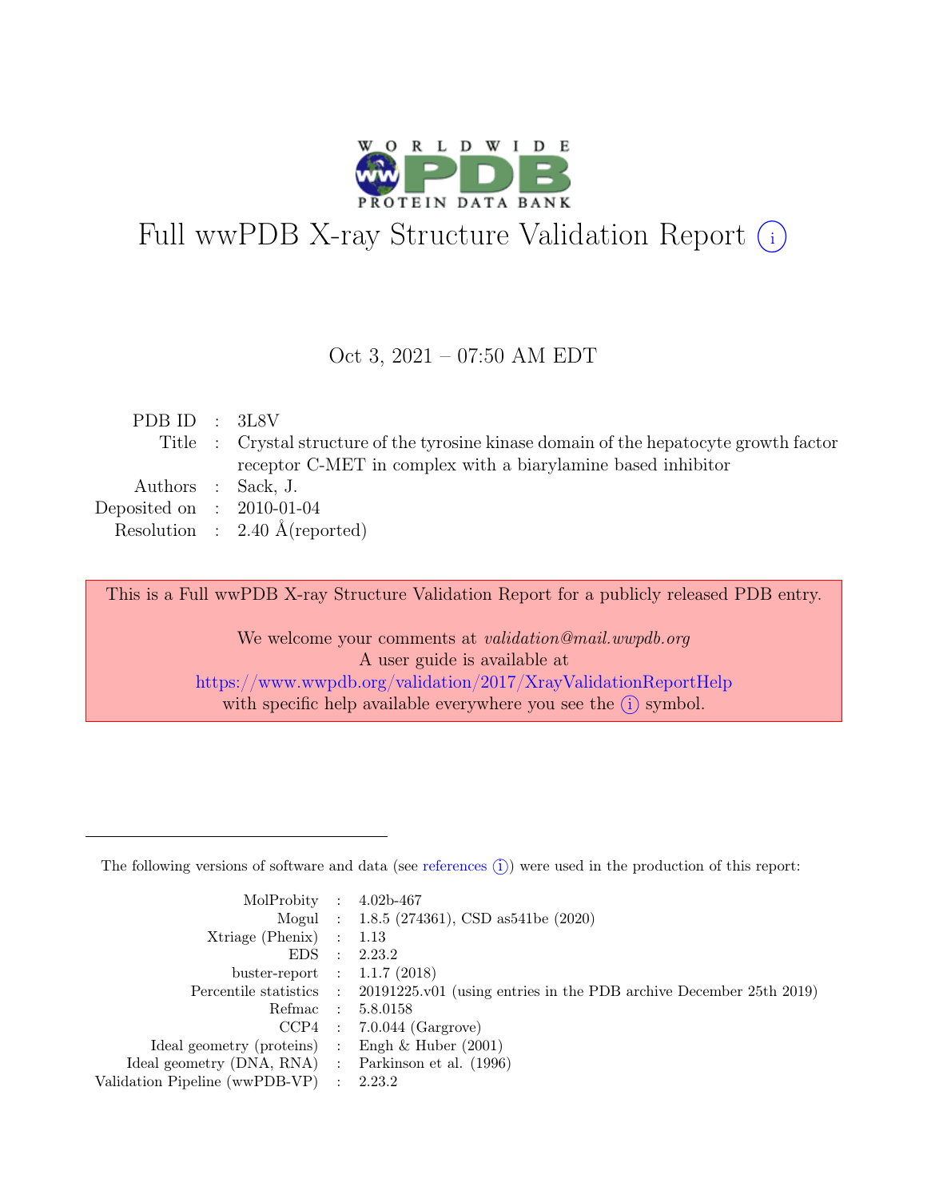# Full wwPDB X-ray Structure Validation Report (i)

Oct 3, 2021 – 07:50 AM EDT

| | | |
|---|---|---|
| PDB ID | : | 3L8V |
| Title | : | Crystal structure of the tyrosine kinase domain of the hepatocyte growth factor receptor C-MET in complex with a biarylamine based inhibitor |
| Authors | : | Sack, J. |
| Deposited on | : | 2010-01-04 |
| Resolution | : | 2.40 Å(reported) |

This is a Full wwPDB X-ray Structure Validation Report for a publicly released PDB entry.

We welcome your comments at *validation@mail.wwpdb.org*
A user guide is available at
https://www.wwpdb.org/validation/2017/XrayValidationReportHelp
with specific help available everywhere you see the (i) symbol.

The following versions of software and data (see references (i)) were used in the production of this report:

| | | |
|---|---|---|
| MolProbity | : | 4.02b-467 |
| Mogul | : | 1.8.5 (274361), CSD as541be (2020) |
| Xtriage (Phenix) | : | 1.13 |
| EDS | : | 2.23.2 |
| buster-report | : | 1.1.7 (2018) |
| Percentile statistics | : | 20191225.v01 (using entries in the PDB archive December 25th 2019) |
| Refmac | : | 5.8.0158 |
| CCP4 | : | 7.0.044 (Gargrove) |
| Ideal geometry (proteins) | : | Engh & Huber (2001) |
| Ideal geometry (DNA, RNA) | : | Parkinson et al. (1996) |
| Validation Pipeline (wwPDB-VP) | : | 2.23.2 |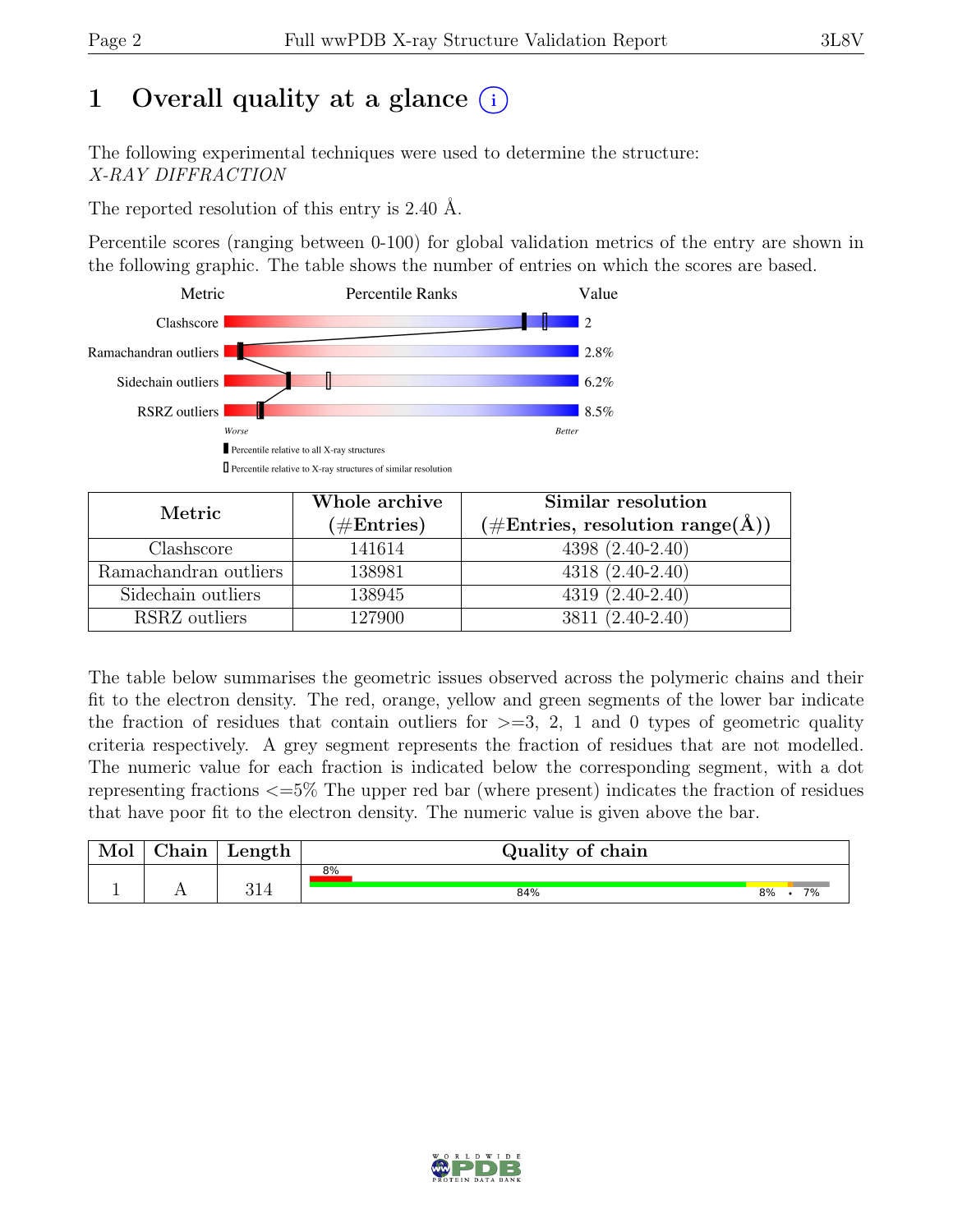# 1 Overall quality at a glance (i)

The following experimental techniques were used to determine the structure:
*X-RAY DIFFRACTION*

The reported resolution of this entry is 2.40 Å.

Percentile scores (ranging between 0-100) for global validation metrics of the entry are shown in the following graphic. The table shows the number of entries on which the scores are based.

| Metric | Value |
|---|---|
| Clashscore | 2 |
| Ramachandran outliers | 2.8% |
| Sidechain outliers | 6.2% |
| RSRZ outliers | 8.5% |

Worse — Better

▮ Percentile relative to all X-ray structures

▯ Percentile relative to X-ray structures of similar resolution

| Metric | Whole archive (#Entries) | Similar resolution (#Entries, resolution range(Å)) |
|---|---|---|
| Clashscore | 141614 | 4398 (2.40-2.40) |
| Ramachandran outliers | 138981 | 4318 (2.40-2.40) |
| Sidechain outliers | 138945 | 4319 (2.40-2.40) |
| RSRZ outliers | 127900 | 3811 (2.40-2.40) |

The table below summarises the geometric issues observed across the polymeric chains and their fit to the electron density. The red, orange, yellow and green segments of the lower bar indicate the fraction of residues that contain outliers for >=3, 2, 1 and 0 types of geometric quality criteria respectively. A grey segment represents the fraction of residues that are not modelled. The numeric value for each fraction is indicated below the corresponding segment, with a dot representing fractions <=5% The upper red bar (where present) indicates the fraction of residues that have poor fit to the electron density. The numeric value is given above the bar.

| Mol | Chain | Length | Quality of chain |
|---|---|---|---|
| 1 | A | 314 | 8% (poor fit); 84% · 8% · • · 7% |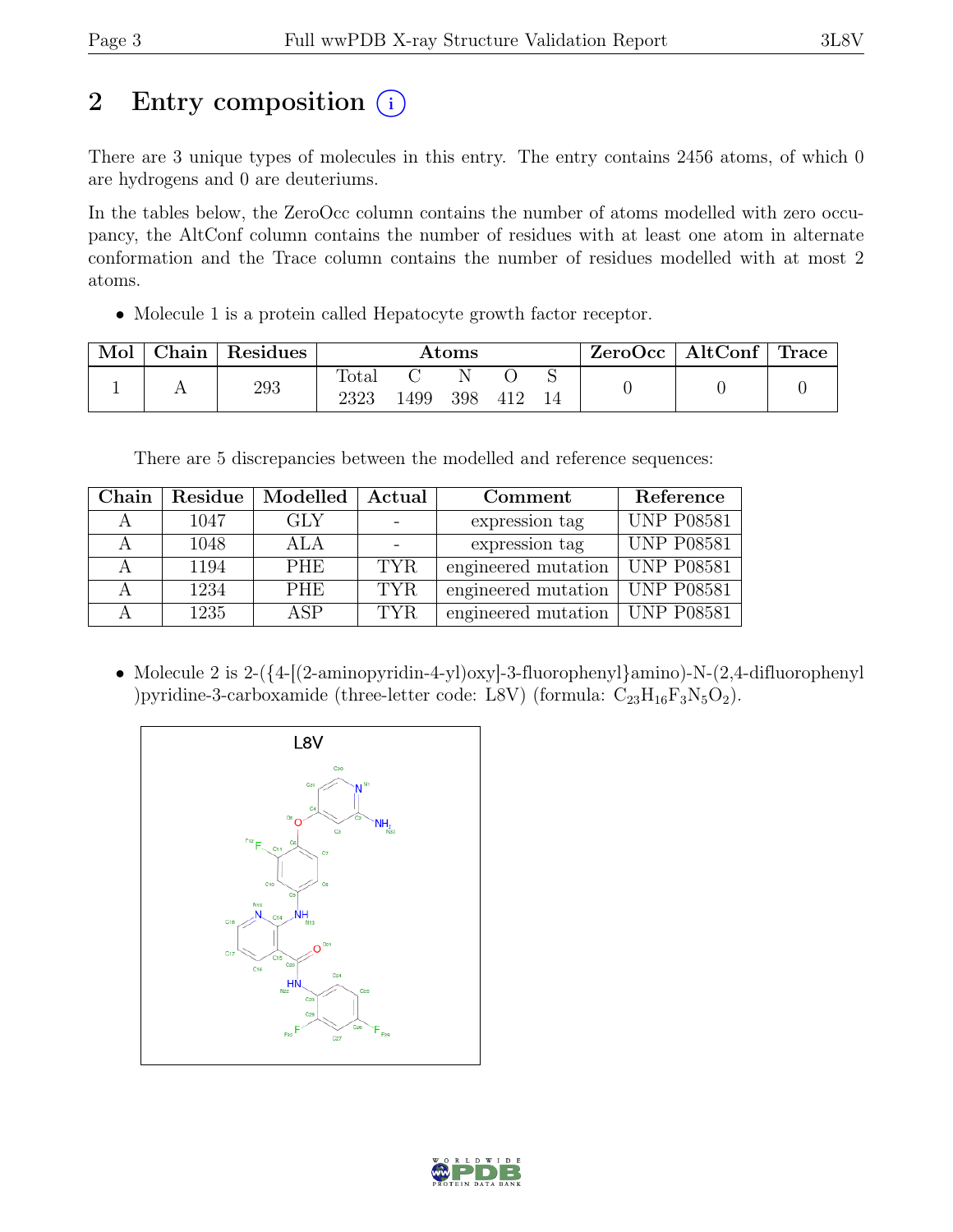# 2 Entry composition (i)

There are 3 unique types of molecules in this entry. The entry contains 2456 atoms, of which 0 are hydrogens and 0 are deuteriums.

In the tables below, the ZeroOcc column contains the number of atoms modelled with zero occupancy, the AltConf column contains the number of residues with at least one atom in alternate conformation and the Trace column contains the number of residues modelled with at most 2 atoms.

- Molecule 1 is a protein called Hepatocyte growth factor receptor.

| Mol | Chain | Residues | Atoms | | | | | ZeroOcc | AltConf | Trace |
|---|---|---|---|---|---|---|---|---|---|---|
| | | | Total | C | N | O | S | | | |
| 1 | A | 293 | 2323 | 1499 | 398 | 412 | 14 | 0 | 0 | 0 |

There are 5 discrepancies between the modelled and reference sequences:

| Chain | Residue | Modelled | Actual | Comment | Reference |
|---|---|---|---|---|---|
| A | 1047 | GLY | - | expression tag | UNP P08581 |
| A | 1048 | ALA | - | expression tag | UNP P08581 |
| A | 1194 | PHE | TYR | engineered mutation | UNP P08581 |
| A | 1234 | PHE | TYR | engineered mutation | UNP P08581 |
| A | 1235 | ASP | TYR | engineered mutation | UNP P08581 |

- Molecule 2 is 2-({4-[(2-aminopyridin-4-yl)oxy]-3-fluorophenyl}amino)-N-(2,4-difluorophenyl)pyridine-3-carboxamide (three-letter code: L8V) (formula: $C_{23}H_{16}F_{3}N_{5}O_{2}$).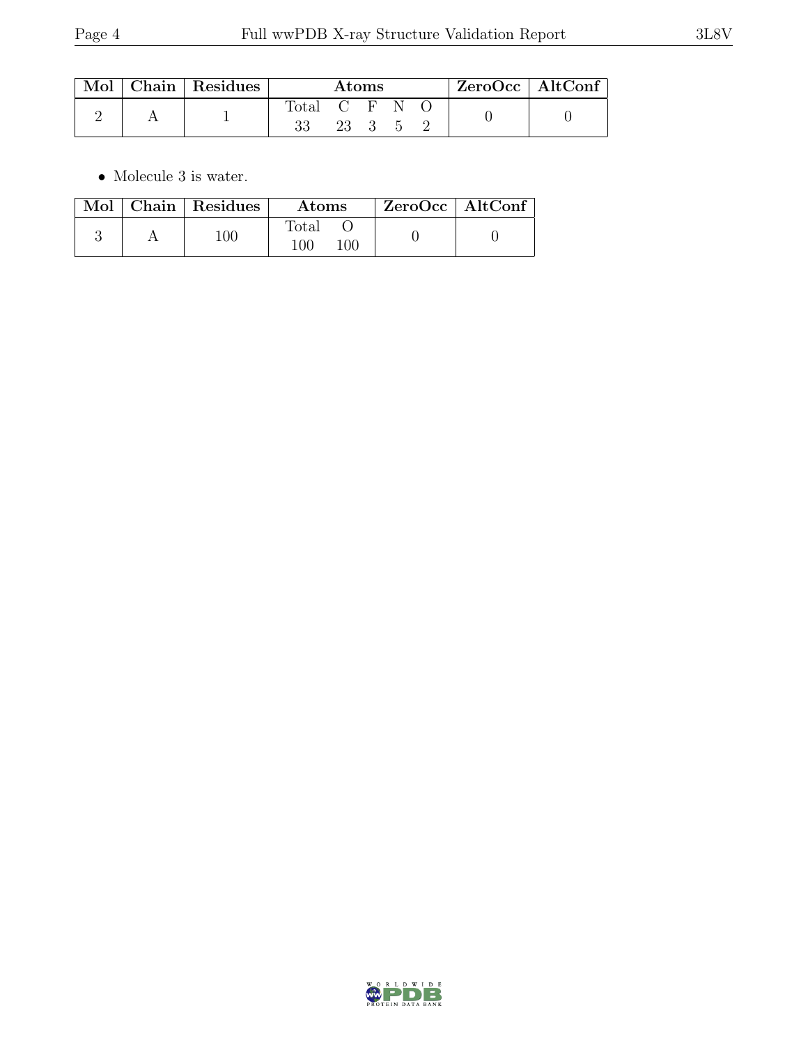| Mol | Chain | Residues | Atoms | | | | | ZeroOcc | AltConf |
|---|---|---|---|---|---|---|---|---|---|
| | | | Total | C | F | N | O | | |
| 2 | A | 1 | 33 | 23 | 3 | 5 | 2 | 0 | 0 |

- Molecule 3 is water.

| Mol | Chain | Residues | Atoms | | ZeroOcc | AltConf |
|---|---|---|---|---|---|---|
| | | | Total | O | | |
| 3 | A | 100 | 100 | 100 | 0 | 0 |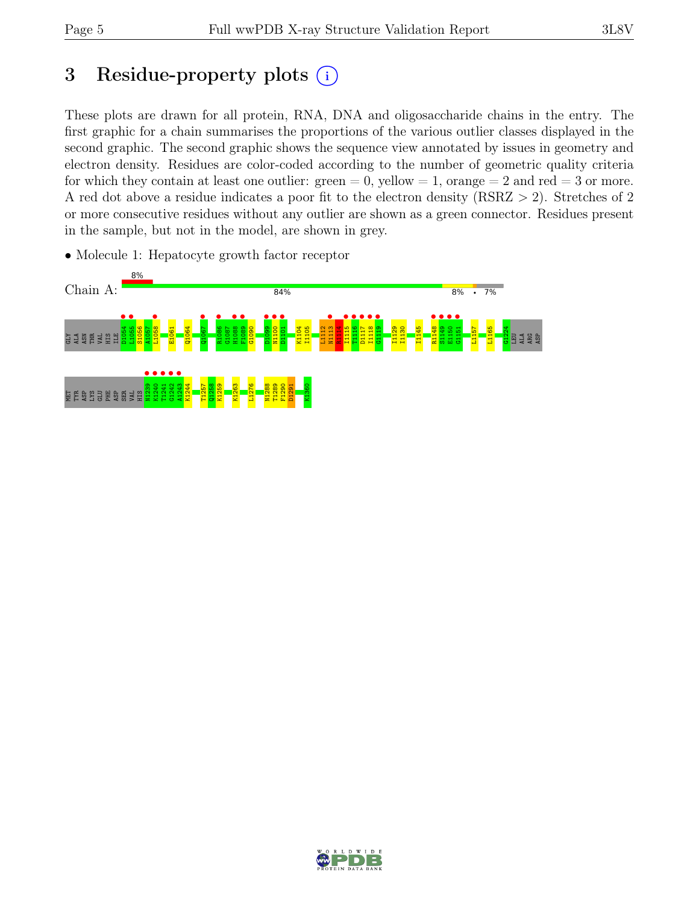# 3 Residue-property plots

These plots are drawn for all protein, RNA, DNA and oligosaccharide chains in the entry. The first graphic for a chain summarises the proportions of the various outlier classes displayed in the second graphic. The second graphic shows the sequence view annotated by issues in geometry and electron density. Residues are color-coded according to the number of geometric quality criteria for which they contain at least one outlier: green = 0, yellow = 1, orange = 2 and red = 3 or more. A red dot above a residue indicates a poor fit to the electron density (RSRZ > 2). Stretches of 2 or more consecutive residues without any outlier are shown as a green connector. Residues present in the sample, but not in the model, are shown in grey.

- Molecule 1: Hepatocyte growth factor receptor

Chain A: 8% | 84% | 8% | • | 7%

GLY ALA ASN THR VAL HIS ILE D1054 L1055 S1056 A1057 L1058 E1061 Q1064 Q1067 R1086 G1087 H1088 F1089 G1090 D1099 N1100 D1101 K1104 I1105 L1112 N1113 M1114 I1115 T1116 D1117 I1118 G1119 I1129 I1130 I1145 R1148 S1149 E1150 G1151 L1157 L1165 G1224 LEU ALA ARG ASP

MET TYR ASP LYS GLU PHE ASP SER VAL HIS N1239 K1240 T1241 G1242 A1243 K1244 T1257 Q1258 K1259 K1263 L1276 N1288 T1289 F1290 D1291 K1360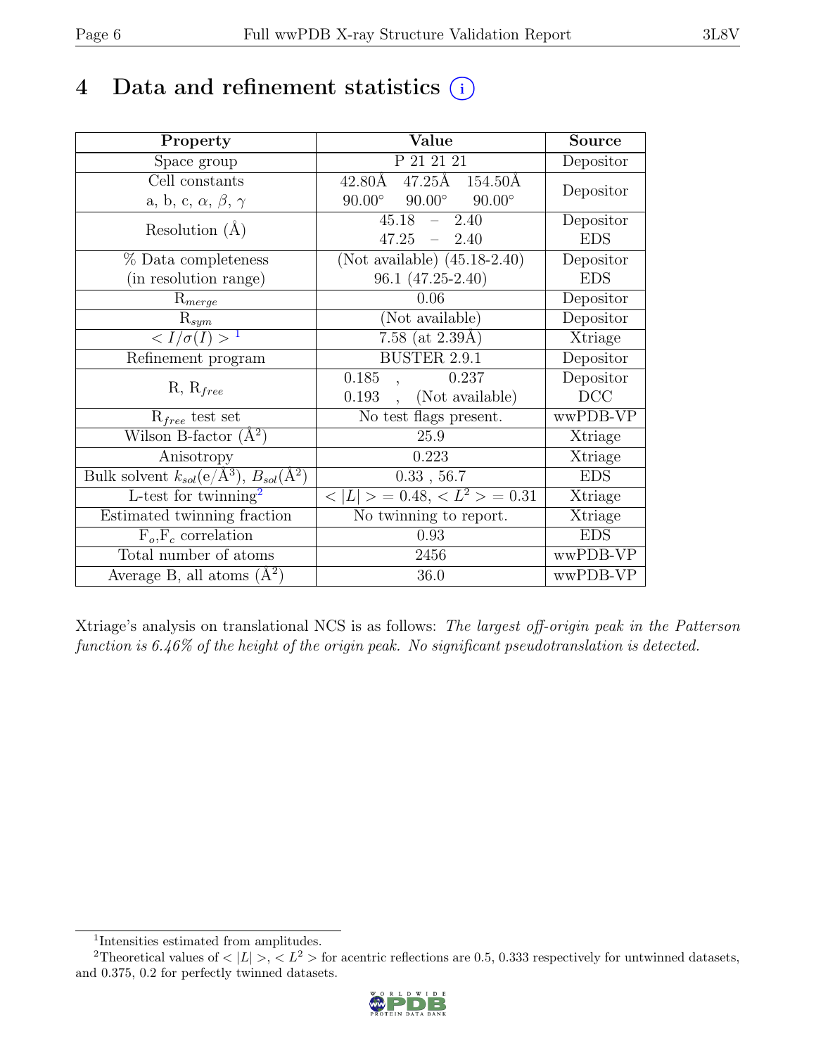# 4 Data and refinement statistics

| Property | Value | Source |
|---|---|---|
| Space group | P 21 21 21 | Depositor |
| Cell constants<br>a, b, c, $\alpha$, $\beta$, $\gamma$ | 42.80Å 47.25Å 154.50Å<br>90.00° 90.00° 90.00° | Depositor |
| Resolution (Å) | 45.18 – 2.40<br>47.25 – 2.40 | Depositor<br>EDS |
| % Data completeness<br>(in resolution range) | (Not available) (45.18-2.40)<br>96.1 (47.25-2.40) | Depositor<br>EDS |
| $R_{merge}$ | 0.06 | Depositor |
| $R_{sym}$ | (Not available) | Depositor |
| $< I/\sigma(I) >$ [1] | 7.58 (at 2.39Å) | Xtriage |
| Refinement program | BUSTER 2.9.1 | Depositor |
| R, $R_{free}$ | 0.185 , 0.237<br>0.193 , (Not available) | Depositor<br>DCC |
| $R_{free}$ test set | No test flags present. | wwPDB-VP |
| Wilson B-factor (Å$^2$) | 25.9 | Xtriage |
| Anisotropy | 0.223 | Xtriage |
| Bulk solvent $k_{sol}$(e/Å$^3$), $B_{sol}$(Å$^2$) | 0.33 , 56.7 | EDS |
| L-test for twinning[2] | $< \vert L \vert > = 0.48$, $< L^2 > = 0.31$ | Xtriage |
| Estimated twinning fraction | No twinning to report. | Xtriage |
| $F_o$,$F_c$ correlation | 0.93 | EDS |
| Total number of atoms | 2456 | wwPDB-VP |
| Average B, all atoms (Å$^2$) | 36.0 | wwPDB-VP |

Xtriage's analysis on translational NCS is as follows: *The largest off-origin peak in the Patterson function is 6.46% of the height of the origin peak. No significant pseudotranslation is detected.*

[1] Intensities estimated from amplitudes.

[2] Theoretical values of $< |L| >$, $< L^2 >$ for acentric reflections are 0.5, 0.333 respectively for untwinned datasets, and 0.375, 0.2 for perfectly twinned datasets.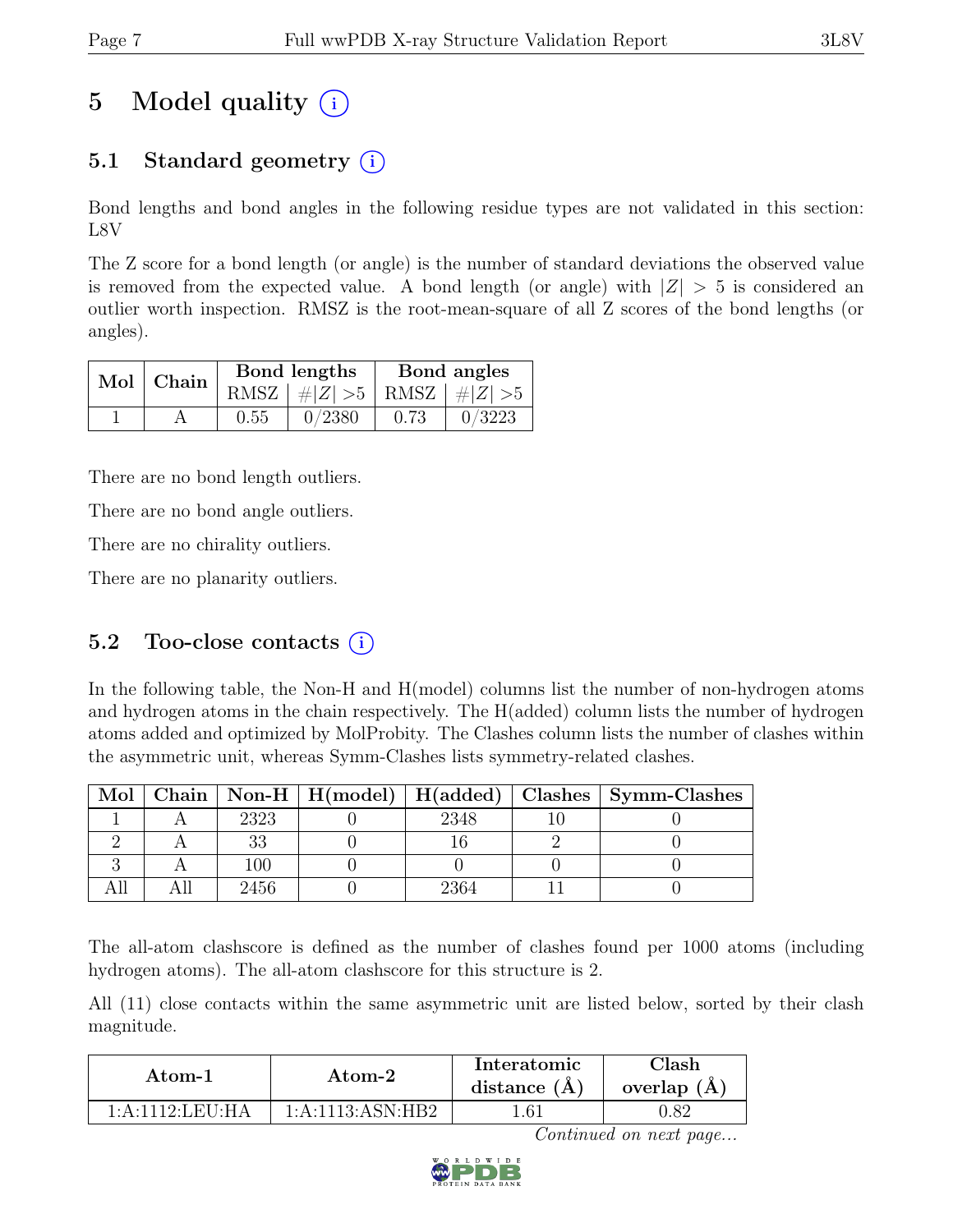# 5 Model quality (i)

## 5.1 Standard geometry (i)

Bond lengths and bond angles in the following residue types are not validated in this section: L8V

The Z score for a bond length (or angle) is the number of standard deviations the observed value is removed from the expected value. A bond length (or angle) with $|Z| > 5$ is considered an outlier worth inspection. RMSZ is the root-mean-square of all Z scores of the bond lengths (or angles).

| Mol | Chain | Bond lengths | | Bond angles | |
|---|---|---|---|---|---|
| | | RMSZ | $\#\|Z\| > 5$ | RMSZ | $\#\|Z\| > 5$ |
| 1 | A | 0.55 | 0/2380 | 0.73 | 0/3223 |

There are no bond length outliers.

There are no bond angle outliers.

There are no chirality outliers.

There are no planarity outliers.

## 5.2 Too-close contacts (i)

In the following table, the Non-H and H(model) columns list the number of non-hydrogen atoms and hydrogen atoms in the chain respectively. The H(added) column lists the number of hydrogen atoms added and optimized by MolProbity. The Clashes column lists the number of clashes within the asymmetric unit, whereas Symm-Clashes lists symmetry-related clashes.

| Mol | Chain | Non-H | H(model) | H(added) | Clashes | Symm-Clashes |
|---|---|---|---|---|---|---|
| 1 | A | 2323 | 0 | 2348 | 10 | 0 |
| 2 | A | 33 | 0 | 16 | 2 | 0 |
| 3 | A | 100 | 0 | 0 | 0 | 0 |
| All | All | 2456 | 0 | 2364 | 11 | 0 |

The all-atom clashscore is defined as the number of clashes found per 1000 atoms (including hydrogen atoms). The all-atom clashscore for this structure is 2.

All (11) close contacts within the same asymmetric unit are listed below, sorted by their clash magnitude.

| Atom-1 | Atom-2 | Interatomic distance (Å) | Clash overlap (Å) |
|---|---|---|---|
| 1:A:1112:LEU:HA | 1:A:1113:ASN:HB2 | 1.61 | 0.82 |

*Continued on next page...*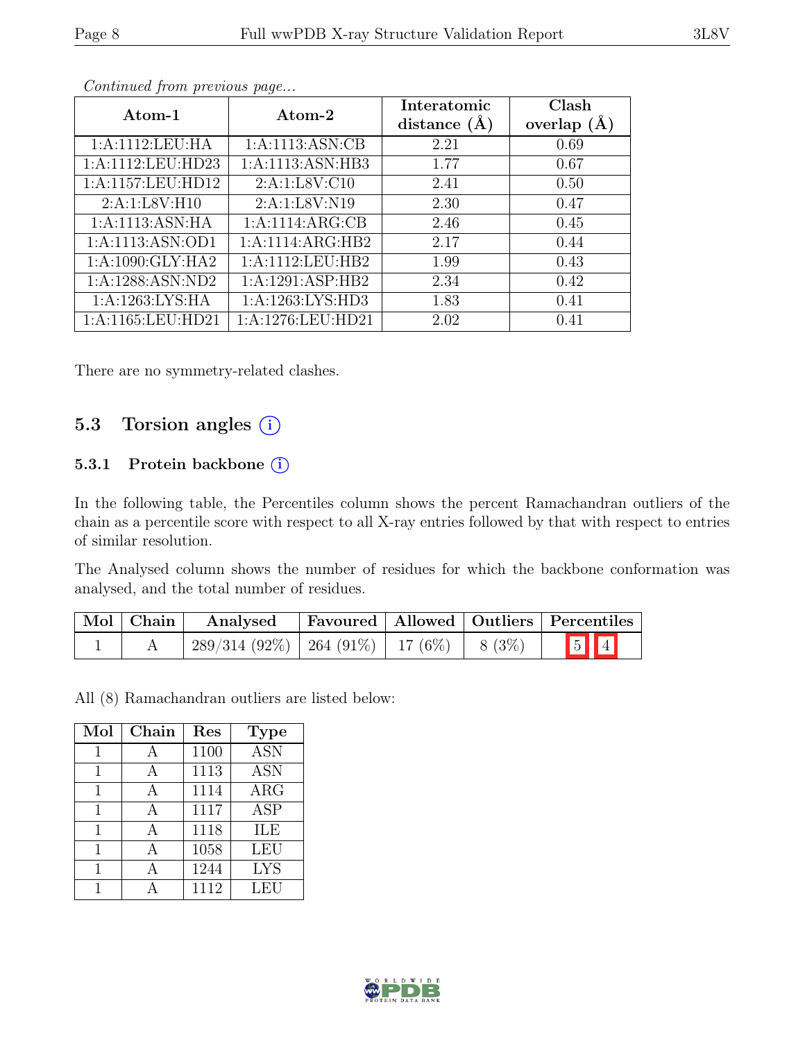*Continued from previous page...*

| Atom-1 | Atom-2 | Interatomic distance (Å) | Clash overlap (Å) |
|---|---|---|---|
| 1:A:1112:LEU:HA | 1:A:1113:ASN:CB | 2.21 | 0.69 |
| 1:A:1112:LEU:HD23 | 1:A:1113:ASN:HB3 | 1.77 | 0.67 |
| 1:A:1157:LEU:HD12 | 2:A:1:L8V:C10 | 2.41 | 0.50 |
| 2:A:1:L8V:H10 | 2:A:1:L8V:N19 | 2.30 | 0.47 |
| 1:A:1113:ASN:HA | 1:A:1114:ARG:CB | 2.46 | 0.45 |
| 1:A:1113:ASN:OD1 | 1:A:1114:ARG:HB2 | 2.17 | 0.44 |
| 1:A:1090:GLY:HA2 | 1:A:1112:LEU:HB2 | 1.99 | 0.43 |
| 1:A:1288:ASN:ND2 | 1:A:1291:ASP:HB2 | 2.34 | 0.42 |
| 1:A:1263:LYS:HA | 1:A:1263:LYS:HD3 | 1.83 | 0.41 |
| 1:A:1165:LEU:HD21 | 1:A:1276:LEU:HD21 | 2.02 | 0.41 |

There are no symmetry-related clashes.

## 5.3 Torsion angles

### 5.3.1 Protein backbone

In the following table, the Percentiles column shows the percent Ramachandran outliers of the chain as a percentile score with respect to all X-ray entries followed by that with respect to entries of similar resolution.

The Analysed column shows the number of residues for which the backbone conformation was analysed, and the total number of residues.

| Mol | Chain | Analysed | Favoured | Allowed | Outliers | Percentiles | |
|---|---|---|---|---|---|---|---|
| 1 | A | 289/314 (92%) | 264 (91%) | 17 (6%) | 8 (3%) | 5 | 4 |

All (8) Ramachandran outliers are listed below:

| Mol | Chain | Res | Type |
|---|---|---|---|
| 1 | A | 1100 | ASN |
| 1 | A | 1113 | ASN |
| 1 | A | 1114 | ARG |
| 1 | A | 1117 | ASP |
| 1 | A | 1118 | ILE |
| 1 | A | 1058 | LEU |
| 1 | A | 1244 | LYS |
| 1 | A | 1112 | LEU |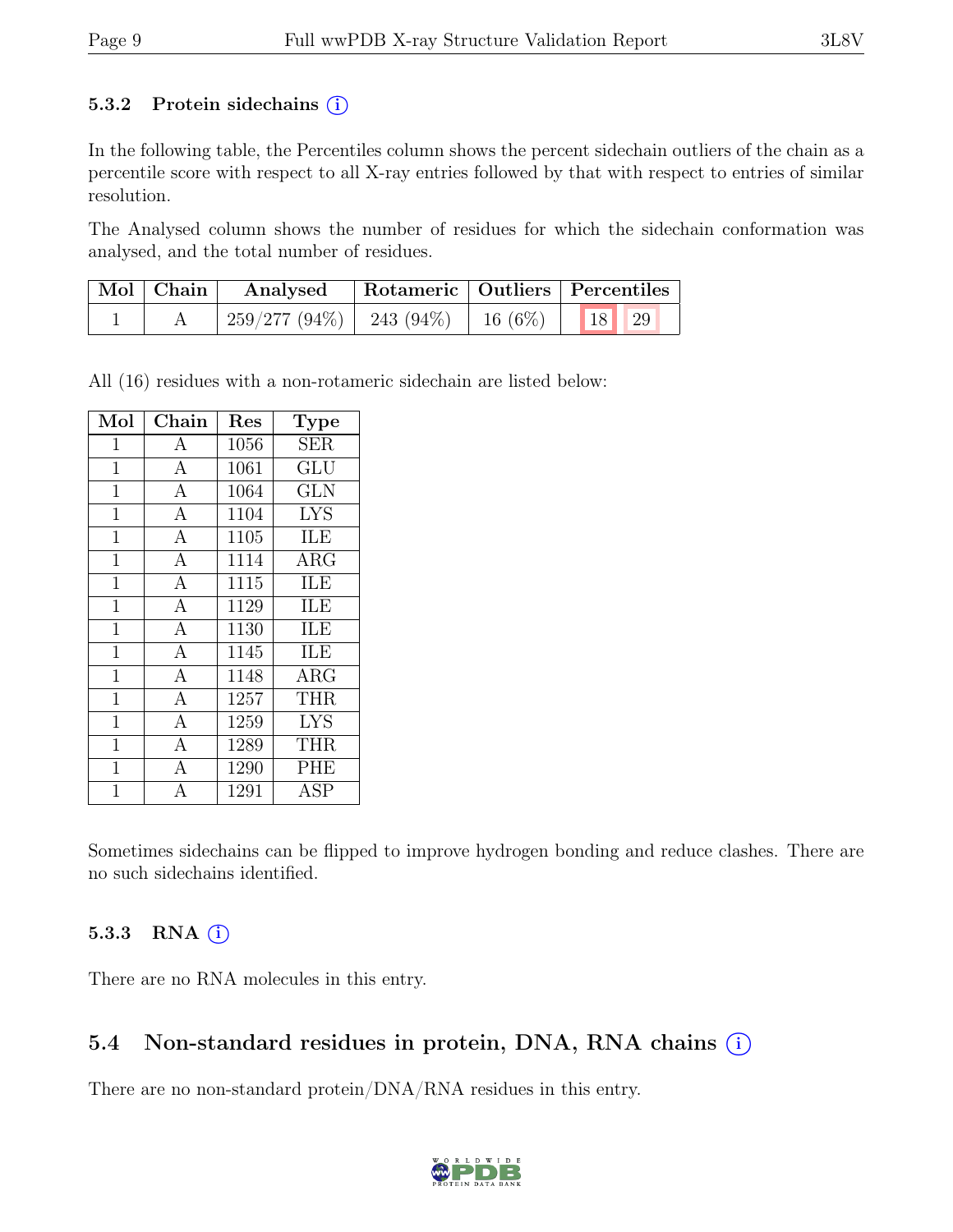### 5.3.2 Protein sidechains (i)

In the following table, the Percentiles column shows the percent sidechain outliers of the chain as a percentile score with respect to all X-ray entries followed by that with respect to entries of similar resolution.

The Analysed column shows the number of residues for which the sidechain conformation was analysed, and the total number of residues.

| Mol | Chain | Analysed | Rotameric | Outliers | Percentiles |
|---|---|---|---|---|---|
| 1 | A | 259/277 (94%) | 243 (94%) | 16 (6%) | 18 29 |

All (16) residues with a non-rotameric sidechain are listed below:

| Mol | Chain | Res | Type |
|---|---|---|---|
| 1 | A | 1056 | SER |
| 1 | A | 1061 | GLU |
| 1 | A | 1064 | GLN |
| 1 | A | 1104 | LYS |
| 1 | A | 1105 | ILE |
| 1 | A | 1114 | ARG |
| 1 | A | 1115 | ILE |
| 1 | A | 1129 | ILE |
| 1 | A | 1130 | ILE |
| 1 | A | 1145 | ILE |
| 1 | A | 1148 | ARG |
| 1 | A | 1257 | THR |
| 1 | A | 1259 | LYS |
| 1 | A | 1289 | THR |
| 1 | A | 1290 | PHE |
| 1 | A | 1291 | ASP |

Sometimes sidechains can be flipped to improve hydrogen bonding and reduce clashes. There are no such sidechains identified.

### 5.3.3 RNA (i)

There are no RNA molecules in this entry.

## 5.4 Non-standard residues in protein, DNA, RNA chains (i)

There are no non-standard protein/DNA/RNA residues in this entry.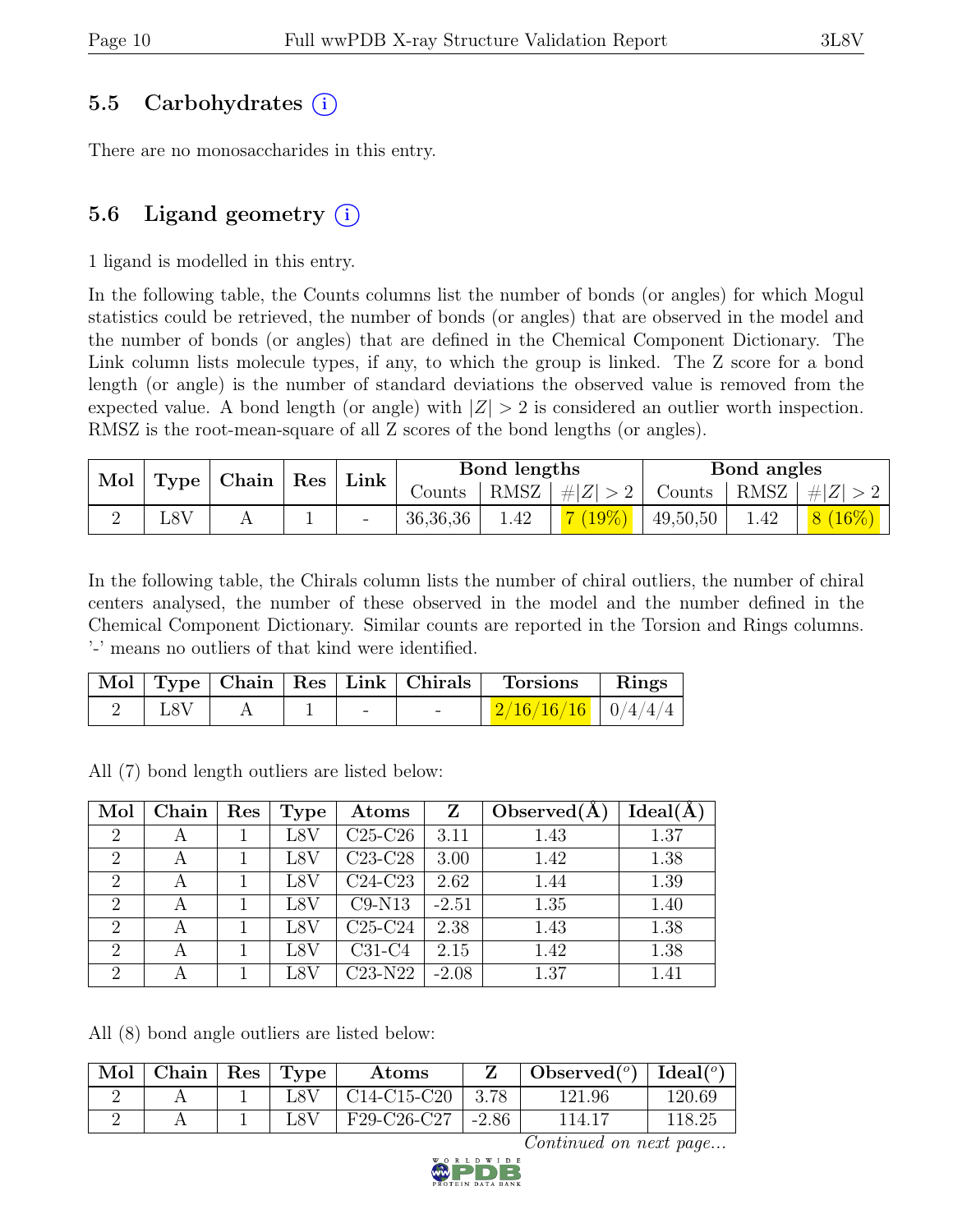## 5.5 Carbohydrates (i)

There are no monosaccharides in this entry.

## 5.6 Ligand geometry (i)

1 ligand is modelled in this entry.

In the following table, the Counts columns list the number of bonds (or angles) for which Mogul statistics could be retrieved, the number of bonds (or angles) that are observed in the model and the number of bonds (or angles) that are defined in the Chemical Component Dictionary. The Link column lists molecule types, if any, to which the group is linked. The Z score for a bond length (or angle) is the number of standard deviations the observed value is removed from the expected value. A bond length (or angle) with $|Z| > 2$ is considered an outlier worth inspection. RMSZ is the root-mean-square of all Z scores of the bond lengths (or angles).

| Mol | Type | Chain | Res | Link | Bond lengths | | | Bond angles | | |
|---|---|---|---|---|---|---|---|---|---|---|
| | | | | | Counts | RMSZ | $\#\|Z\| > 2$ | Counts | RMSZ | $\#\|Z\| > 2$ |
| 2 | L8V | A | 1 | - | 36,36,36 | 1.42 | 7 (19%) | 49,50,50 | 1.42 | 8 (16%) |

In the following table, the Chirals column lists the number of chiral outliers, the number of chiral centers analysed, the number of these observed in the model and the number defined in the Chemical Component Dictionary. Similar counts are reported in the Torsion and Rings columns. '-' means no outliers of that kind were identified.

| Mol | Type | Chain | Res | Link | Chirals | Torsions | Rings |
|---|---|---|---|---|---|---|---|
| 2 | L8V | A | 1 | - | - | 2/16/16/16 | 0/4/4/4 |

All (7) bond length outliers are listed below:

| Mol | Chain | Res | Type | Atoms | Z | Observed(Å) | Ideal(Å) |
|---|---|---|---|---|---|---|---|
| 2 | A | 1 | L8V | C25-C26 | 3.11 | 1.43 | 1.37 |
| 2 | A | 1 | L8V | C23-C28 | 3.00 | 1.42 | 1.38 |
| 2 | A | 1 | L8V | C24-C23 | 2.62 | 1.44 | 1.39 |
| 2 | A | 1 | L8V | C9-N13 | -2.51 | 1.35 | 1.40 |
| 2 | A | 1 | L8V | C25-C24 | 2.38 | 1.43 | 1.38 |
| 2 | A | 1 | L8V | C31-C4 | 2.15 | 1.42 | 1.38 |
| 2 | A | 1 | L8V | C23-N22 | -2.08 | 1.37 | 1.41 |

All (8) bond angle outliers are listed below:

| Mol | Chain | Res | Type | Atoms | Z | Observed($^o$) | Ideal($^o$) |
|---|---|---|---|---|---|---|---|
| 2 | A | 1 | L8V | C14-C15-C20 | 3.78 | 121.96 | 120.69 |
| 2 | A | 1 | L8V | F29-C26-C27 | -2.86 | 114.17 | 118.25 |

*Continued on next page...*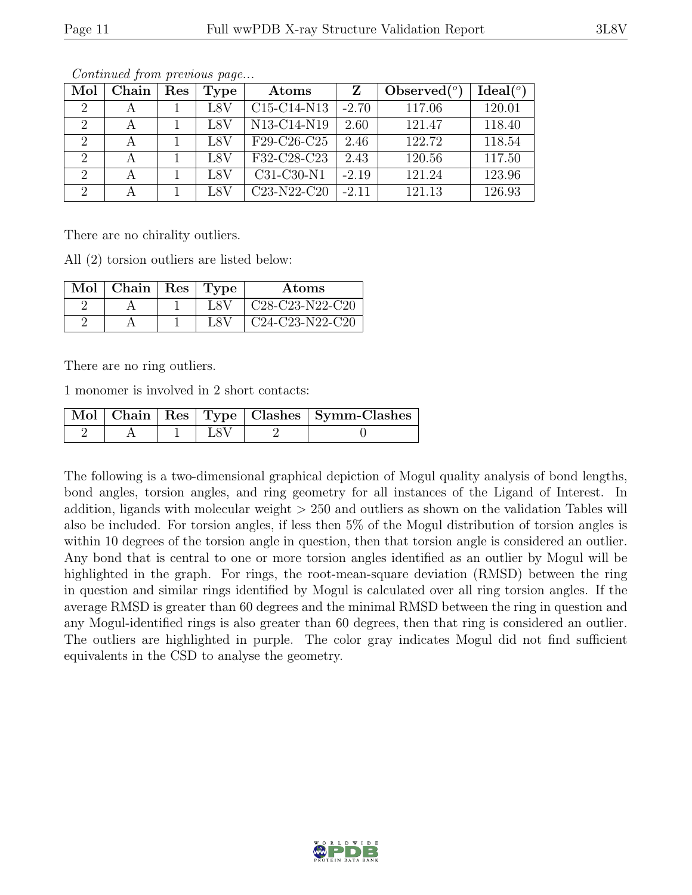*Continued from previous page...*

| Mol | Chain | Res | Type | Atoms | Z | Observed(°) | Ideal(°) |
|---|---|---|---|---|---|---|---|
| 2 | A | 1 | L8V | C15-C14-N13 | -2.70 | 117.06 | 120.01 |
| 2 | A | 1 | L8V | N13-C14-N19 | 2.60 | 121.47 | 118.40 |
| 2 | A | 1 | L8V | F29-C26-C25 | 2.46 | 122.72 | 118.54 |
| 2 | A | 1 | L8V | F32-C28-C23 | 2.43 | 120.56 | 117.50 |
| 2 | A | 1 | L8V | C31-C30-N1 | -2.19 | 121.24 | 123.96 |
| 2 | A | 1 | L8V | C23-N22-C20 | -2.11 | 121.13 | 126.93 |

There are no chirality outliers.

All (2) torsion outliers are listed below:

| Mol | Chain | Res | Type | Atoms |
|---|---|---|---|---|
| 2 | A | 1 | L8V | C28-C23-N22-C20 |
| 2 | A | 1 | L8V | C24-C23-N22-C20 |

There are no ring outliers.

1 monomer is involved in 2 short contacts:

| Mol | Chain | Res | Type | Clashes | Symm-Clashes |
|---|---|---|---|---|---|
| 2 | A | 1 | L8V | 2 | 0 |

The following is a two-dimensional graphical depiction of Mogul quality analysis of bond lengths, bond angles, torsion angles, and ring geometry for all instances of the Ligand of Interest. In addition, ligands with molecular weight > 250 and outliers as shown on the validation Tables will also be included. For torsion angles, if less then 5% of the Mogul distribution of torsion angles is within 10 degrees of the torsion angle in question, then that torsion angle is considered an outlier. Any bond that is central to one or more torsion angles identified as an outlier by Mogul will be highlighted in the graph. For rings, the root-mean-square deviation (RMSD) between the ring in question and similar rings identified by Mogul is calculated over all ring torsion angles. If the average RMSD is greater than 60 degrees and the minimal RMSD between the ring in question and any Mogul-identified rings is also greater than 60 degrees, then that ring is considered an outlier. The outliers are highlighted in purple. The color gray indicates Mogul did not find sufficient equivalents in the CSD to analyse the geometry.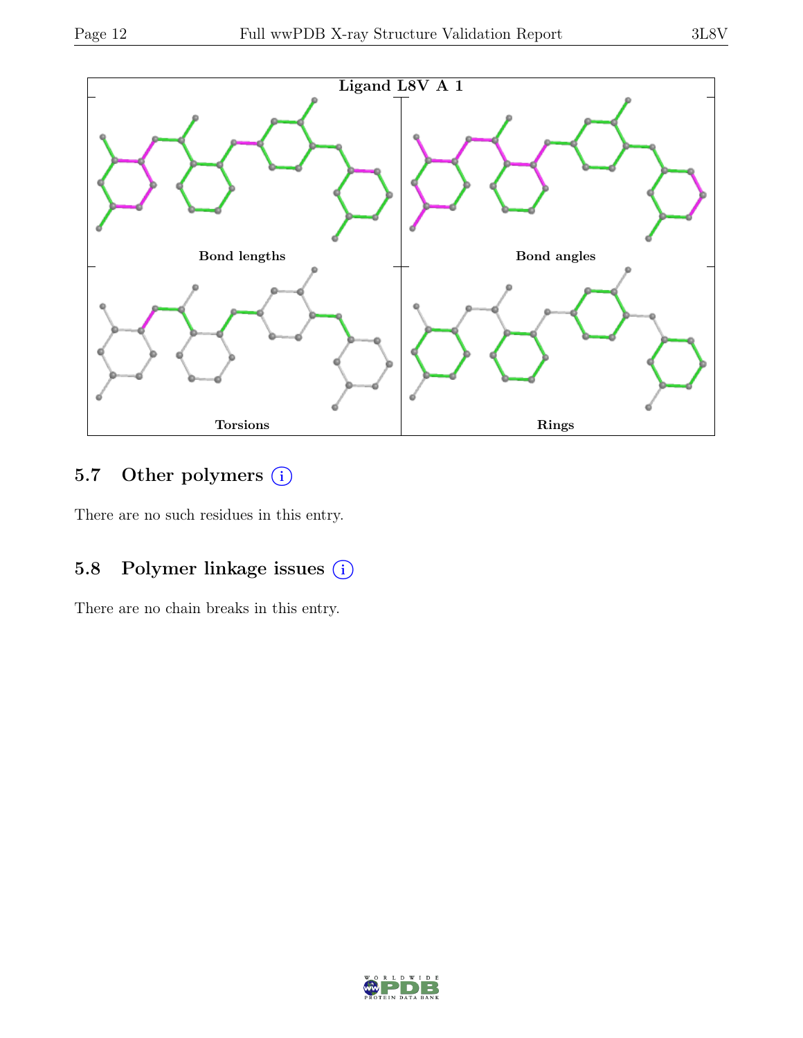Ligand L8V A 1

Bond lengths

Bond angles

Torsions

Rings

### 5.7 Other polymers (i)

There are no such residues in this entry.

### 5.8 Polymer linkage issues (i)

There are no chain breaks in this entry.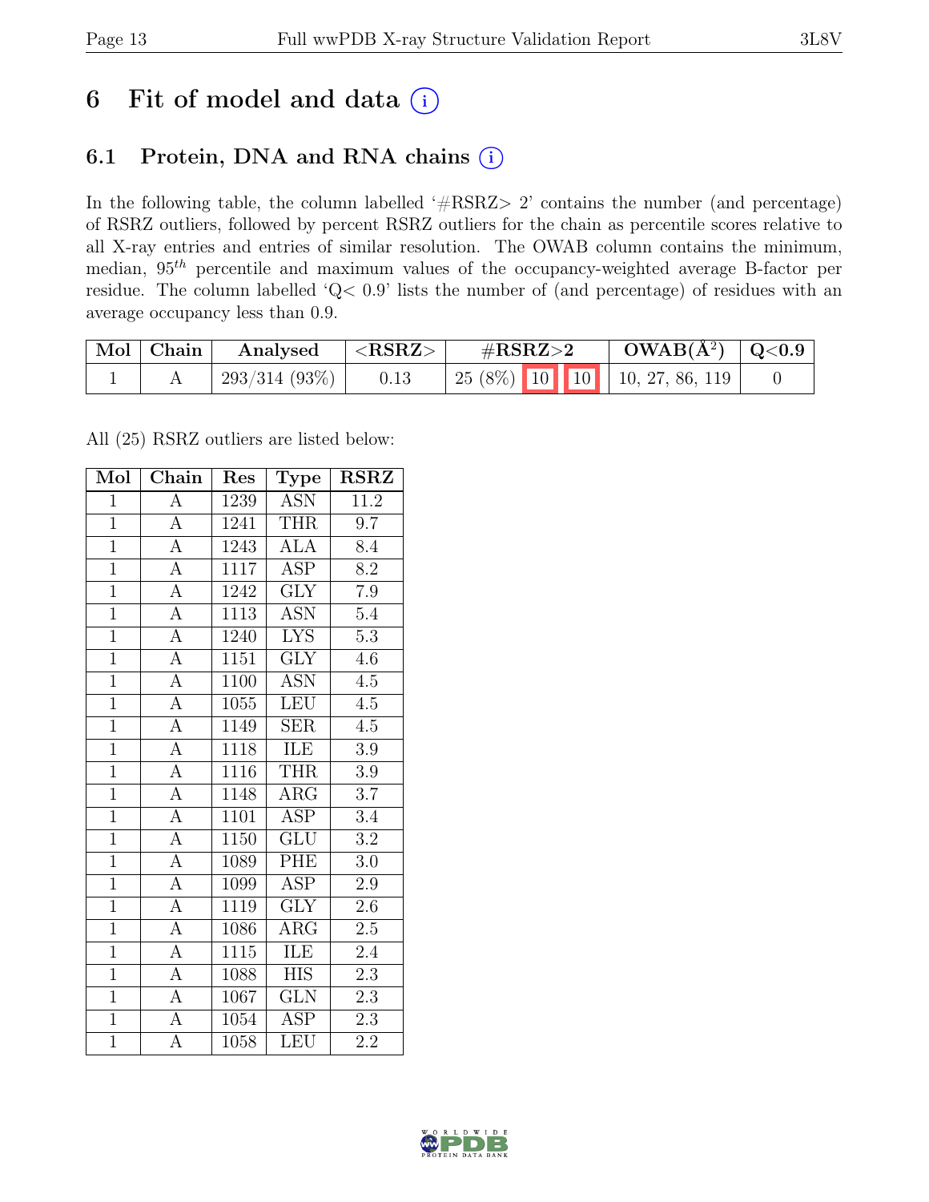# 6 Fit of model and data

## 6.1 Protein, DNA and RNA chains

In the following table, the column labelled '#RSRZ> 2' contains the number (and percentage) of RSRZ outliers, followed by percent RSRZ outliers for the chain as percentile scores relative to all X-ray entries and entries of similar resolution. The OWAB column contains the minimum, median, $95^{th}$ percentile and maximum values of the occupancy-weighted average B-factor per residue. The column labelled 'Q< 0.9' lists the number of (and percentage) of residues with an average occupancy less than 0.9.

| Mol | Chain | Analysed | <RSRZ> | #RSRZ>2 | | | OWAB(Å$^2$) | Q<0.9 |
|---|---|---|---|---|---|---|---|---|
| 1 | A | 293/314 (93%) | 0.13 | 25 (8%) | 10 | 10 | 10, 27, 86, 119 | 0 |

All (25) RSRZ outliers are listed below:

| Mol | Chain | Res | Type | RSRZ |
|---|---|---|---|---|
| 1 | A | 1239 | ASN | 11.2 |
| 1 | A | 1241 | THR | 9.7 |
| 1 | A | 1243 | ALA | 8.4 |
| 1 | A | 1117 | ASP | 8.2 |
| 1 | A | 1242 | GLY | 7.9 |
| 1 | A | 1113 | ASN | 5.4 |
| 1 | A | 1240 | LYS | 5.3 |
| 1 | A | 1151 | GLY | 4.6 |
| 1 | A | 1100 | ASN | 4.5 |
| 1 | A | 1055 | LEU | 4.5 |
| 1 | A | 1149 | SER | 4.5 |
| 1 | A | 1118 | ILE | 3.9 |
| 1 | A | 1116 | THR | 3.9 |
| 1 | A | 1148 | ARG | 3.7 |
| 1 | A | 1101 | ASP | 3.4 |
| 1 | A | 1150 | GLU | 3.2 |
| 1 | A | 1089 | PHE | 3.0 |
| 1 | A | 1099 | ASP | 2.9 |
| 1 | A | 1119 | GLY | 2.6 |
| 1 | A | 1086 | ARG | 2.5 |
| 1 | A | 1115 | ILE | 2.4 |
| 1 | A | 1088 | HIS | 2.3 |
| 1 | A | 1067 | GLN | 2.3 |
| 1 | A | 1054 | ASP | 2.3 |
| 1 | A | 1058 | LEU | 2.2 |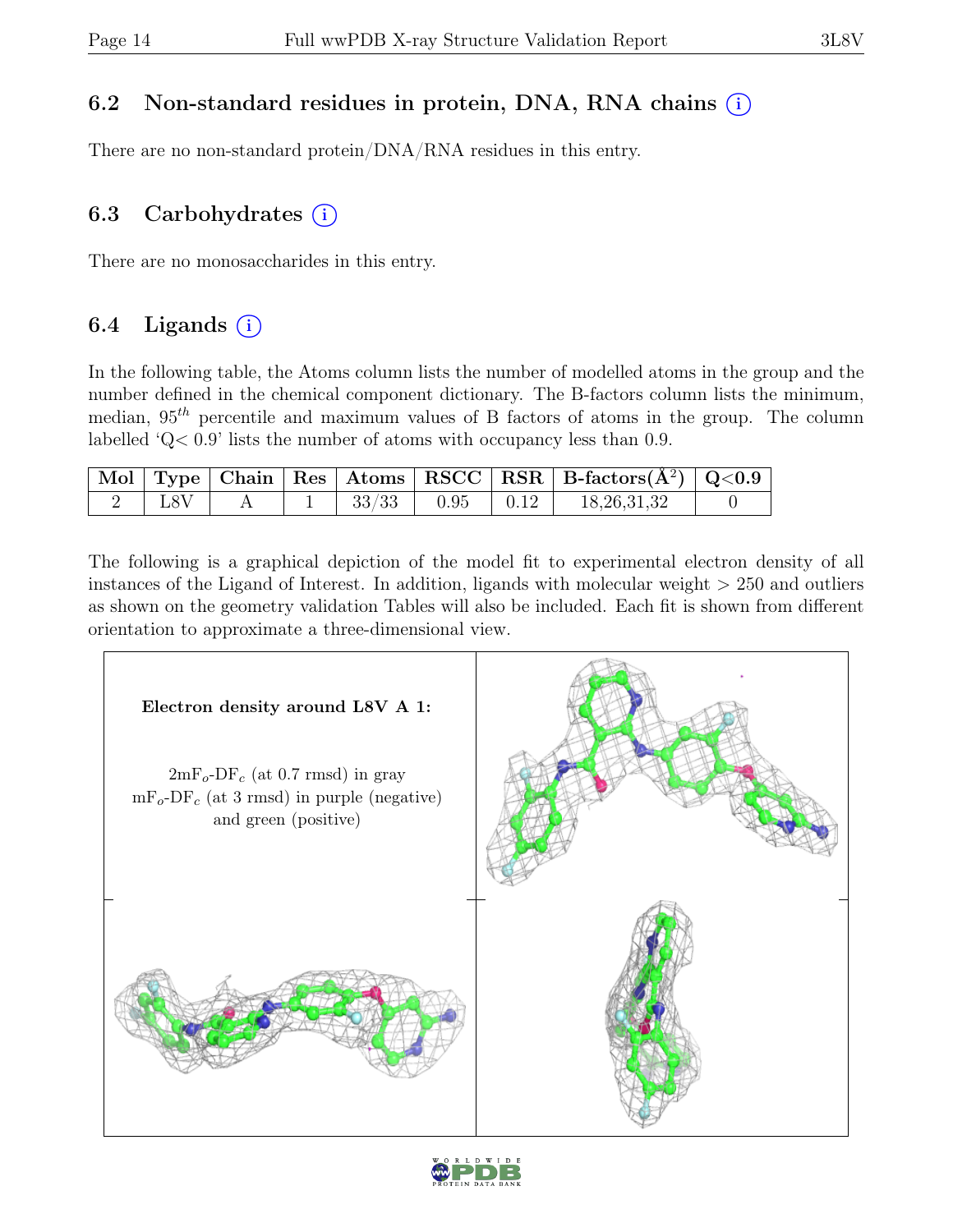### 6.2 Non-standard residues in protein, DNA, RNA chains (i)

There are no non-standard protein/DNA/RNA residues in this entry.

### 6.3 Carbohydrates (i)

There are no monosaccharides in this entry.

### 6.4 Ligands (i)

In the following table, the Atoms column lists the number of modelled atoms in the group and the number defined in the chemical component dictionary. The B-factors column lists the minimum, median, $95^{th}$ percentile and maximum values of B factors of atoms in the group. The column labelled 'Q< 0.9' lists the number of atoms with occupancy less than 0.9.

| Mol | Type | Chain | Res | Atoms | RSCC | RSR | B-factors($Å^2$) | Q<0.9 |
|---|---|---|---|---|---|---|---|---|
| 2 | L8V | A | 1 | 33/33 | 0.95 | 0.12 | 18,26,31,32 | 0 |

The following is a graphical depiction of the model fit to experimental electron density of all instances of the Ligand of Interest. In addition, ligands with molecular weight > 250 and outliers as shown on the geometry validation Tables will also be included. Each fit is shown from different orientation to approximate a three-dimensional view.

**Electron density around L8V A 1:**

$2mF_o$-$DF_c$ (at 0.7 rmsd) in gray
$mF_o$-$DF_c$ (at 3 rmsd) in purple (negative) and green (positive)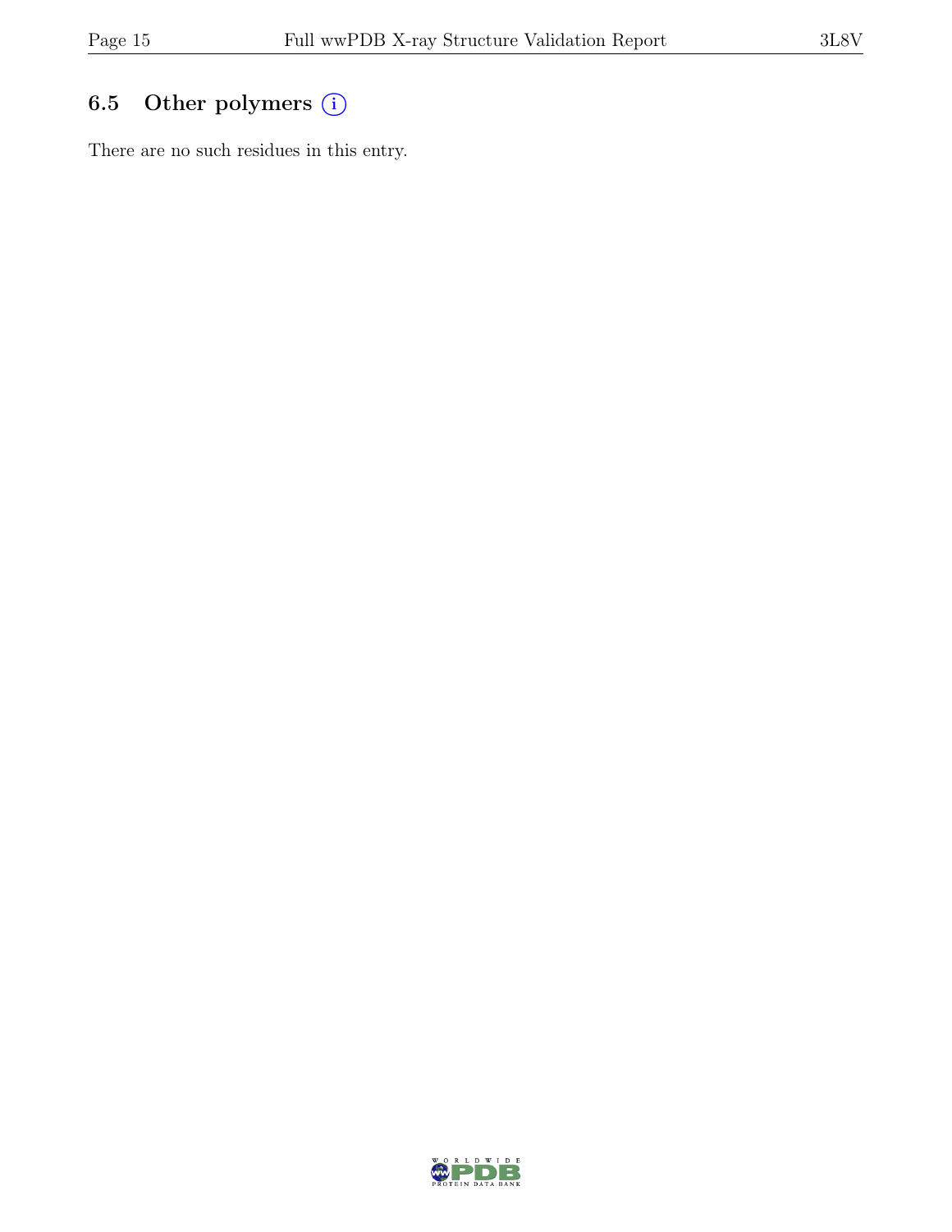## 6.5 Other polymers (i)

There are no such residues in this entry.